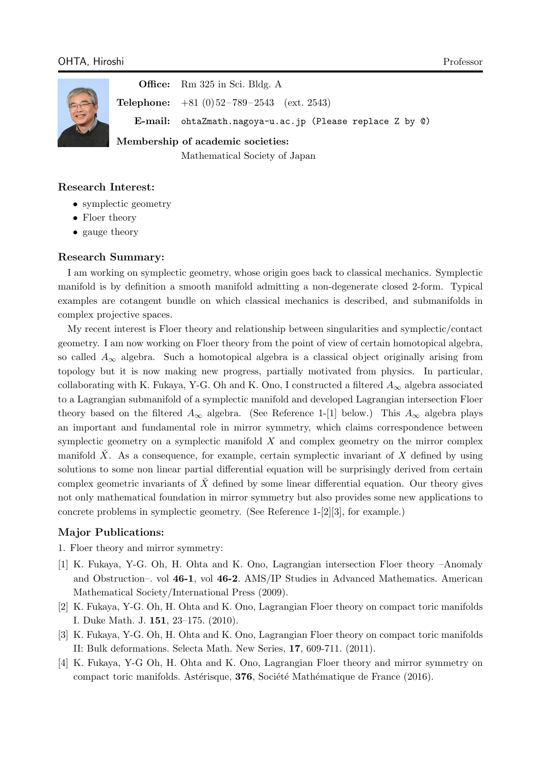# OHTA, Hiroshi

Professor

**Office:** Rm 325 in Sci. Bldg. A

**Telephone:** +81 (0)52–789–2543 (ext. 2543)

**E-mail:** `ohtaZmath.nagoya-u.ac.jp (Please replace Z by @)`

**Membership of academic societies:**
Mathematical Society of Japan

## Research Interest:

- symplectic geometry
- Floer theory
- gauge theory

## Research Summary:

I am working on symplectic geometry, whose origin goes back to classical mechanics. Symplectic manifold is by definition a smooth manifold admitting a non-degenerate closed 2-form. Typical examples are cotangent bundle on which classical mechanics is described, and submanifolds in complex projective spaces.

My recent interest is Floer theory and relationship between singularities and symplectic/contact geometry. I am now working on Floer theory from the point of view of certain homotopical algebra, so called $A_\infty$ algebra. Such a homotopical algebra is a classical object originally arising from topology but it is now making new progress, partially motivated from physics. In particular, collaborating with K. Fukaya, Y-G. Oh and K. Ono, I constructed a filtered $A_\infty$ algebra associated to a Lagrangian submanifold of a symplectic manifold and developed Lagrangian intersection Floer theory based on the filtered $A_\infty$ algebra. (See Reference 1-[1] below.) This $A_\infty$ algebra plays an important and fundamental role in mirror symmetry, which claims correspondence between symplectic geometry on a symplectic manifold $X$ and complex geometry on the mirror complex manifold $\check{X}$. As a consequence, for example, certain symplectic invariant of $X$ defined by using solutions to some non linear partial differential equation will be surprisingly derived from certain complex geometric invariants of $\check{X}$ defined by some linear differential equation. Our theory gives not only mathematical foundation in mirror symmetry but also provides some new applications to concrete problems in symplectic geometry. (See Reference 1-[2][3], for example.)

## Major Publications:

1. Floer theory and mirror symmetry:

[1] K. Fukaya, Y-G. Oh, H. Ohta and K. Ono, Lagrangian intersection Floer theory –Anomaly and Obstruction–. vol **46-1**, vol **46-2**. AMS/IP Studies in Advanced Mathematics. American Mathematical Society/International Press (2009).

[2] K. Fukaya, Y-G. Oh, H. Ohta and K. Ono, Lagrangian Floer theory on compact toric manifolds I. Duke Math. J. **151**, 23–175. (2010).

[3] K. Fukaya, Y-G. Oh, H. Ohta and K. Ono, Lagrangian Floer theory on compact toric manifolds II: Bulk deformations. Selecta Math. New Series, **17**, 609-711. (2011).

[4] K. Fukaya, Y-G Oh, H. Ohta and K. Ono, Lagrangian Floer theory and mirror symmetry on compact toric manifolds. Astérisque, **376**, Société Mathématique de France (2016).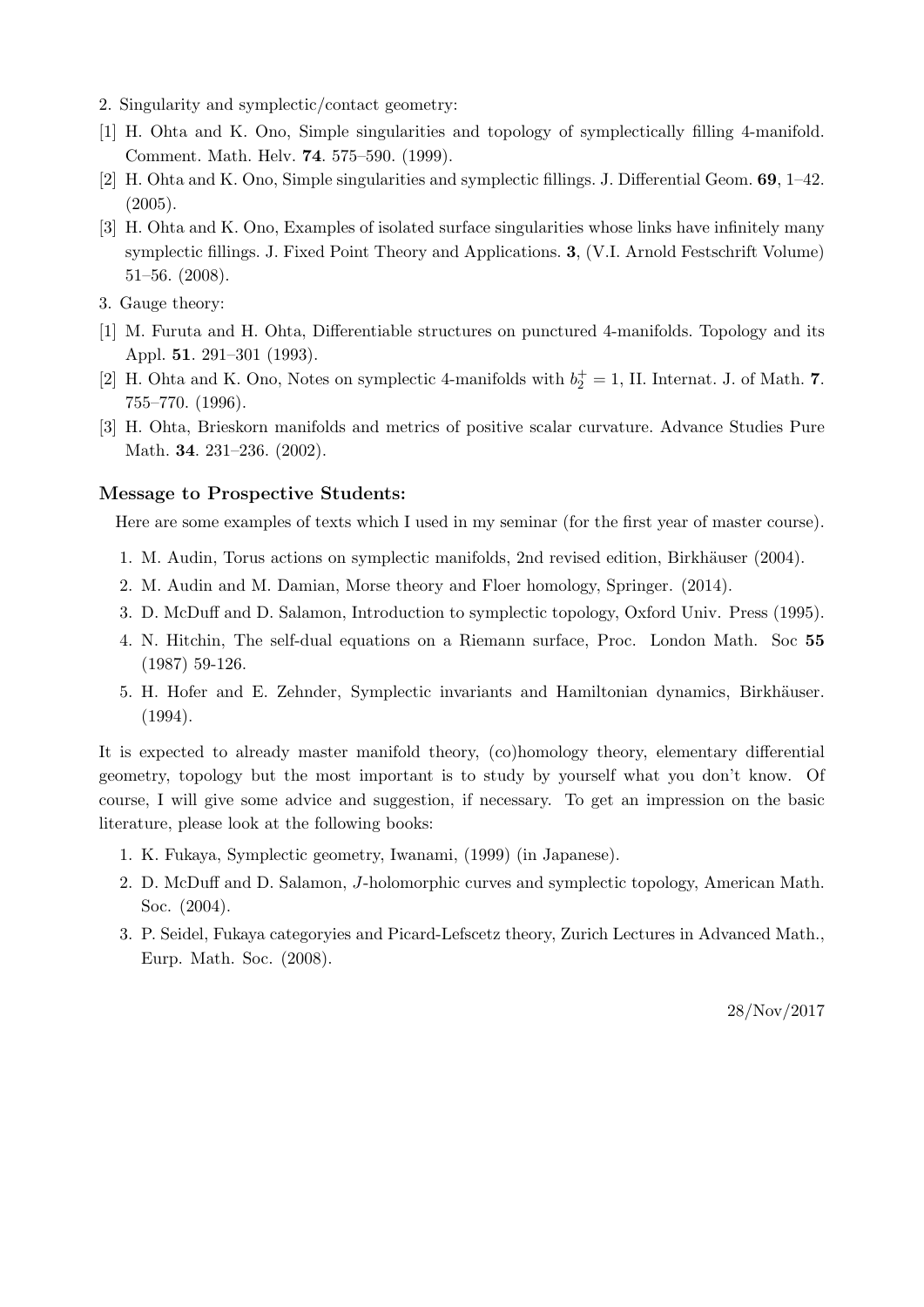2. Singularity and symplectic/contact geometry:

[1] H. Ohta and K. Ono, Simple singularities and topology of symplectically filling 4-manifold. Comment. Math. Helv. **74**. 575–590. (1999).

[2] H. Ohta and K. Ono, Simple singularities and symplectic fillings. J. Differential Geom. **69**, 1–42. (2005).

[3] H. Ohta and K. Ono, Examples of isolated surface singularities whose links have infinitely many symplectic fillings. J. Fixed Point Theory and Applications. **3**, (V.I. Arnold Festschrift Volume) 51–56. (2008).

3. Gauge theory:

[1] M. Furuta and H. Ohta, Differentiable structures on punctured 4-manifolds. Topology and its Appl. **51**. 291–301 (1993).

[2] H. Ohta and K. Ono, Notes on symplectic 4-manifolds with $b_2^+ = 1$, II. Internat. J. of Math. **7**. 755–770. (1996).

[3] H. Ohta, Brieskorn manifolds and metrics of positive scalar curvature. Advance Studies Pure Math. **34**. 231–236. (2002).

### Message to Prospective Students:

Here are some examples of texts which I used in my seminar (for the first year of master course).

1. M. Audin, Torus actions on symplectic manifolds, 2nd revised edition, Birkhäuser (2004).
2. M. Audin and M. Damian, Morse theory and Floer homology, Springer. (2014).
3. D. McDuff and D. Salamon, Introduction to symplectic topology, Oxford Univ. Press (1995).
4. N. Hitchin, The self-dual equations on a Riemann surface, Proc. London Math. Soc **55** (1987) 59-126.
5. H. Hofer and E. Zehnder, Symplectic invariants and Hamiltonian dynamics, Birkhäuser. (1994).

It is expected to already master manifold theory, (co)homology theory, elementary differential geometry, topology but the most important is to study by yourself what you don't know. Of course, I will give some advice and suggestion, if necessary. To get an impression on the basic literature, please look at the following books:

1. K. Fukaya, Symplectic geometry, Iwanami, (1999) (in Japanese).
2. D. McDuff and D. Salamon, *J*-holomorphic curves and symplectic topology, American Math. Soc. (2004).
3. P. Seidel, Fukaya categoryies and Picard-Lefscetz theory, Zurich Lectures in Advanced Math., Eurp. Math. Soc. (2008).

28/Nov/2017